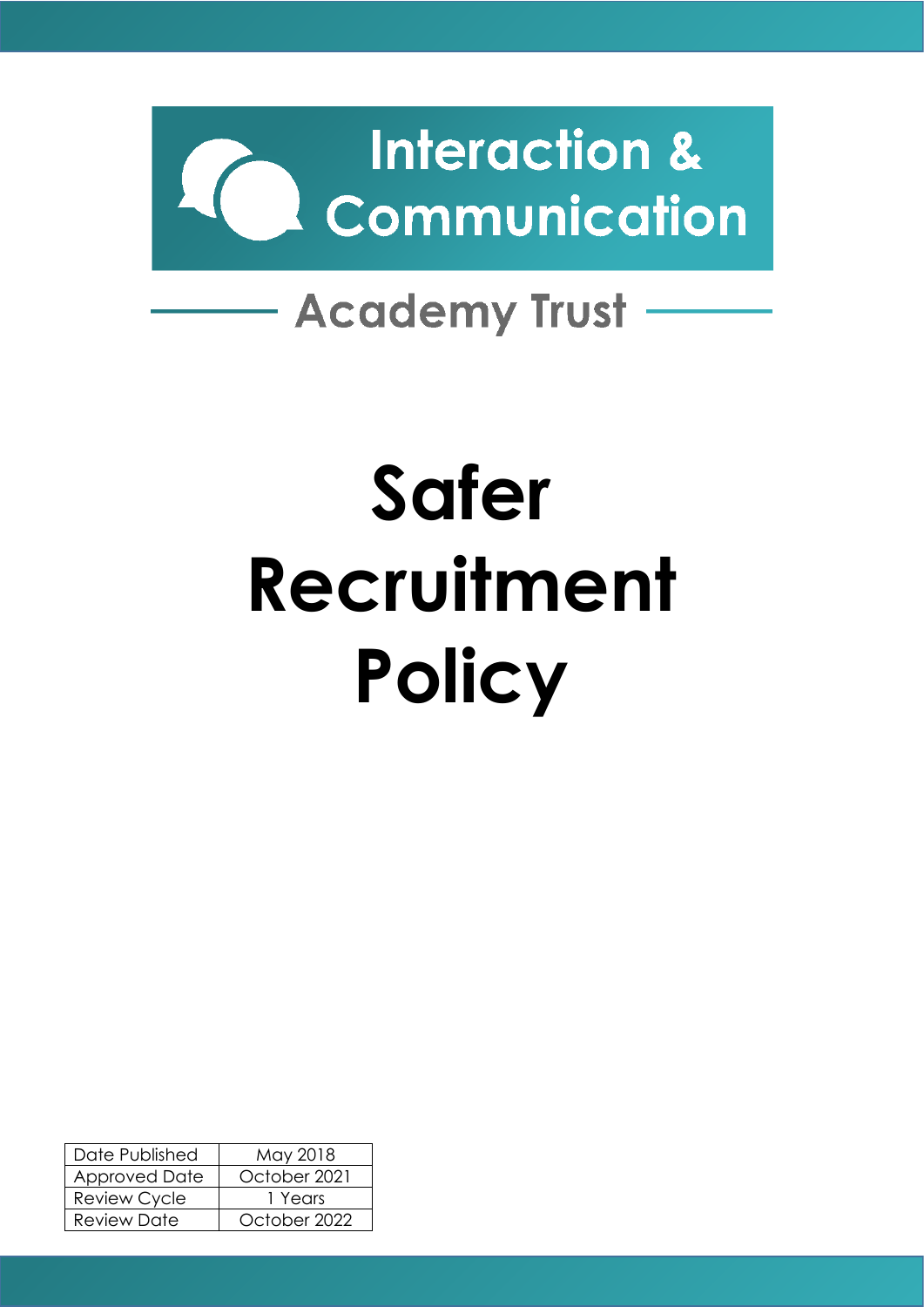Interaction & Communication

Academy Trust

# Safer Recruitment Policy

| Date Published | May 2018 |
| --- | --- |
| Approved Date | October 2021 |
| Review Cycle | 1 Years |
| Review Date | October 2022 |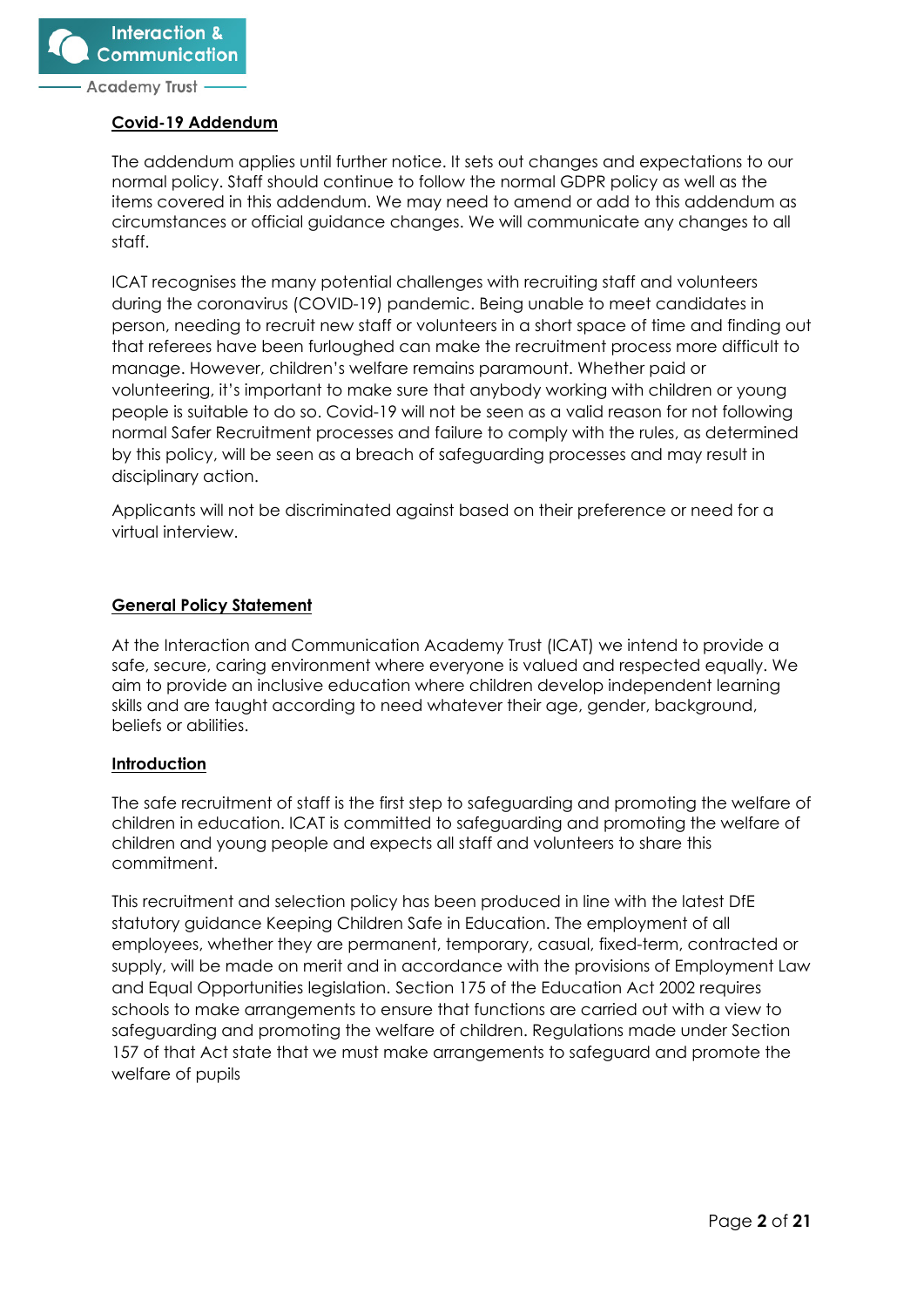## Covid-19 Addendum

The addendum applies until further notice. It sets out changes and expectations to our normal policy. Staff should continue to follow the normal GDPR policy as well as the items covered in this addendum. We may need to amend or add to this addendum as circumstances or official guidance changes. We will communicate any changes to all staff.

ICAT recognises the many potential challenges with recruiting staff and volunteers during the coronavirus (COVID-19) pandemic. Being unable to meet candidates in person, needing to recruit new staff or volunteers in a short space of time and finding out that referees have been furloughed can make the recruitment process more difficult to manage. However, children's welfare remains paramount. Whether paid or volunteering, it's important to make sure that anybody working with children or young people is suitable to do so. Covid-19 will not be seen as a valid reason for not following normal Safer Recruitment processes and failure to comply with the rules, as determined by this policy, will be seen as a breach of safeguarding processes and may result in disciplinary action.

Applicants will not be discriminated against based on their preference or need for a virtual interview.

## General Policy Statement

At the Interaction and Communication Academy Trust (ICAT) we intend to provide a safe, secure, caring environment where everyone is valued and respected equally. We aim to provide an inclusive education where children develop independent learning skills and are taught according to need whatever their age, gender, background, beliefs or abilities.

## Introduction

The safe recruitment of staff is the first step to safeguarding and promoting the welfare of children in education. ICAT is committed to safeguarding and promoting the welfare of children and young people and expects all staff and volunteers to share this commitment.

This recruitment and selection policy has been produced in line with the latest DfE statutory guidance Keeping Children Safe in Education. The employment of all employees, whether they are permanent, temporary, casual, fixed-term, contracted or supply, will be made on merit and in accordance with the provisions of Employment Law and Equal Opportunities legislation. Section 175 of the Education Act 2002 requires schools to make arrangements to ensure that functions are carried out with a view to safeguarding and promoting the welfare of children. Regulations made under Section 157 of that Act state that we must make arrangements to safeguard and promote the welfare of pupils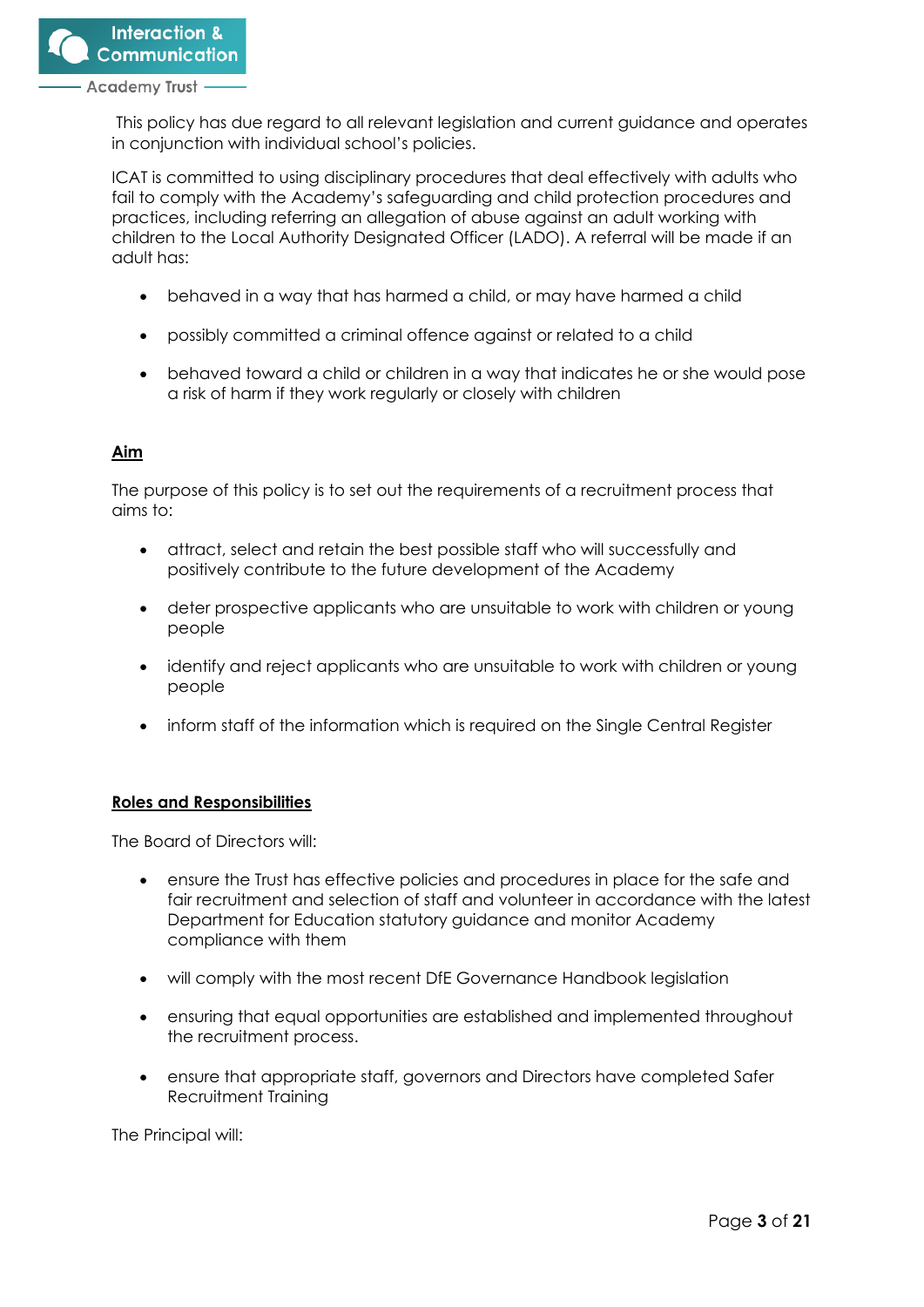This policy has due regard to all relevant legislation and current guidance and operates in conjunction with individual school's policies.

ICAT is committed to using disciplinary procedures that deal effectively with adults who fail to comply with the Academy's safeguarding and child protection procedures and practices, including referring an allegation of abuse against an adult working with children to the Local Authority Designated Officer (LADO). A referral will be made if an adult has:

- behaved in a way that has harmed a child, or may have harmed a child
- possibly committed a criminal offence against or related to a child
- behaved toward a child or children in a way that indicates he or she would pose a risk of harm if they work regularly or closely with children

## Aim

The purpose of this policy is to set out the requirements of a recruitment process that aims to:

- attract, select and retain the best possible staff who will successfully and positively contribute to the future development of the Academy
- deter prospective applicants who are unsuitable to work with children or young people
- identify and reject applicants who are unsuitable to work with children or young people
- inform staff of the information which is required on the Single Central Register

## Roles and Responsibilities

The Board of Directors will:

- ensure the Trust has effective policies and procedures in place for the safe and fair recruitment and selection of staff and volunteer in accordance with the latest Department for Education statutory guidance and monitor Academy compliance with them
- will comply with the most recent DfE Governance Handbook legislation
- ensuring that equal opportunities are established and implemented throughout the recruitment process.
- ensure that appropriate staff, governors and Directors have completed Safer Recruitment Training

The Principal will: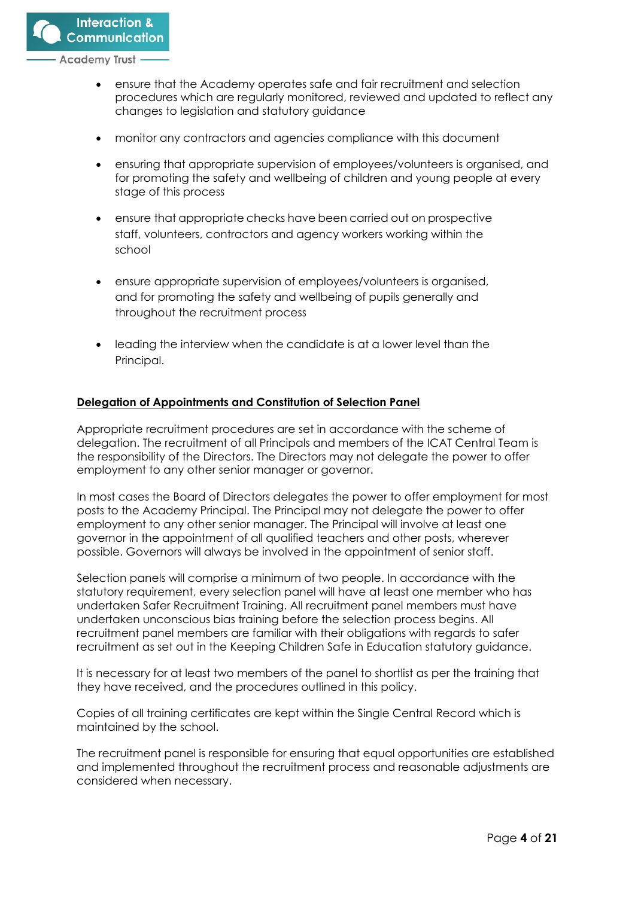- ensure that the Academy operates safe and fair recruitment and selection procedures which are regularly monitored, reviewed and updated to reflect any changes to legislation and statutory guidance

- monitor any contractors and agencies compliance with this document

- ensuring that appropriate supervision of employees/volunteers is organised, and for promoting the safety and wellbeing of children and young people at every stage of this process

- ensure that appropriate checks have been carried out on prospective staff, volunteers, contractors and agency workers working within the school

- ensure appropriate supervision of employees/volunteers is organised, and for promoting the safety and wellbeing of pupils generally and throughout the recruitment process

- leading the interview when the candidate is at a lower level than the Principal.

**Delegation of Appointments and Constitution of Selection Panel**

Appropriate recruitment procedures are set in accordance with the scheme of delegation. The recruitment of all Principals and members of the ICAT Central Team is the responsibility of the Directors. The Directors may not delegate the power to offer employment to any other senior manager or governor.

In most cases the Board of Directors delegates the power to offer employment for most posts to the Academy Principal. The Principal may not delegate the power to offer employment to any other senior manager. The Principal will involve at least one governor in the appointment of all qualified teachers and other posts, wherever possible. Governors will always be involved in the appointment of senior staff.

Selection panels will comprise a minimum of two people. In accordance with the statutory requirement, every selection panel will have at least one member who has undertaken Safer Recruitment Training. All recruitment panel members must have undertaken unconscious bias training before the selection process begins. All recruitment panel members are familiar with their obligations with regards to safer recruitment as set out in the Keeping Children Safe in Education statutory guidance.

It is necessary for at least two members of the panel to shortlist as per the training that they have received, and the procedures outlined in this policy.

Copies of all training certificates are kept within the Single Central Record which is maintained by the school.

The recruitment panel is responsible for ensuring that equal opportunities are established and implemented throughout the recruitment process and reasonable adjustments are considered when necessary.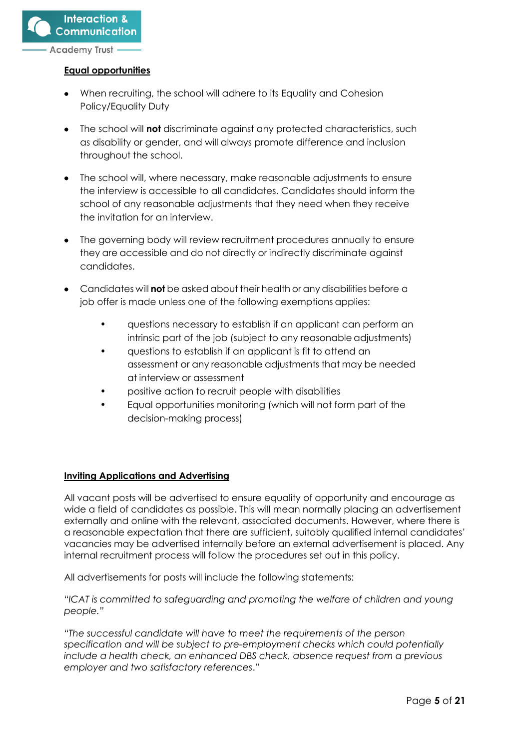**Equal opportunities**

- When recruiting, the school will adhere to its Equality and Cohesion Policy/Equality Duty
- The school will **not** discriminate against any protected characteristics, such as disability or gender, and will always promote difference and inclusion throughout the school.
- The school will, where necessary, make reasonable adjustments to ensure the interview is accessible to all candidates. Candidates should inform the school of any reasonable adjustments that they need when they receive the invitation for an interview.
- The governing body will review recruitment procedures annually to ensure they are accessible and do not directly or indirectly discriminate against candidates.
- Candidates will **not** be asked about their health or any disabilities before a job offer is made unless one of the following exemptions applies:
    - questions necessary to establish if an applicant can perform an intrinsic part of the job (subject to any reasonable adjustments)
    - questions to establish if an applicant is fit to attend an assessment or any reasonable adjustments that may be needed at interview or assessment
    - positive action to recruit people with disabilities
    - Equal opportunities monitoring (which will not form part of the decision-making process)

**Inviting Applications and Advertising**

All vacant posts will be advertised to ensure equality of opportunity and encourage as wide a field of candidates as possible. This will mean normally placing an advertisement externally and online with the relevant, associated documents. However, where there is a reasonable expectation that there are sufficient, suitably qualified internal candidates' vacancies may be advertised internally before an external advertisement is placed. Any internal recruitment process will follow the procedures set out in this policy.

All advertisements for posts will include the following statements:

*"ICAT is committed to safeguarding and promoting the welfare of children and young people."*

*"The successful candidate will have to meet the requirements of the person specification and will be subject to pre-employment checks which could potentially include a health check, an enhanced DBS check, absence request from a previous employer and two satisfactory references."*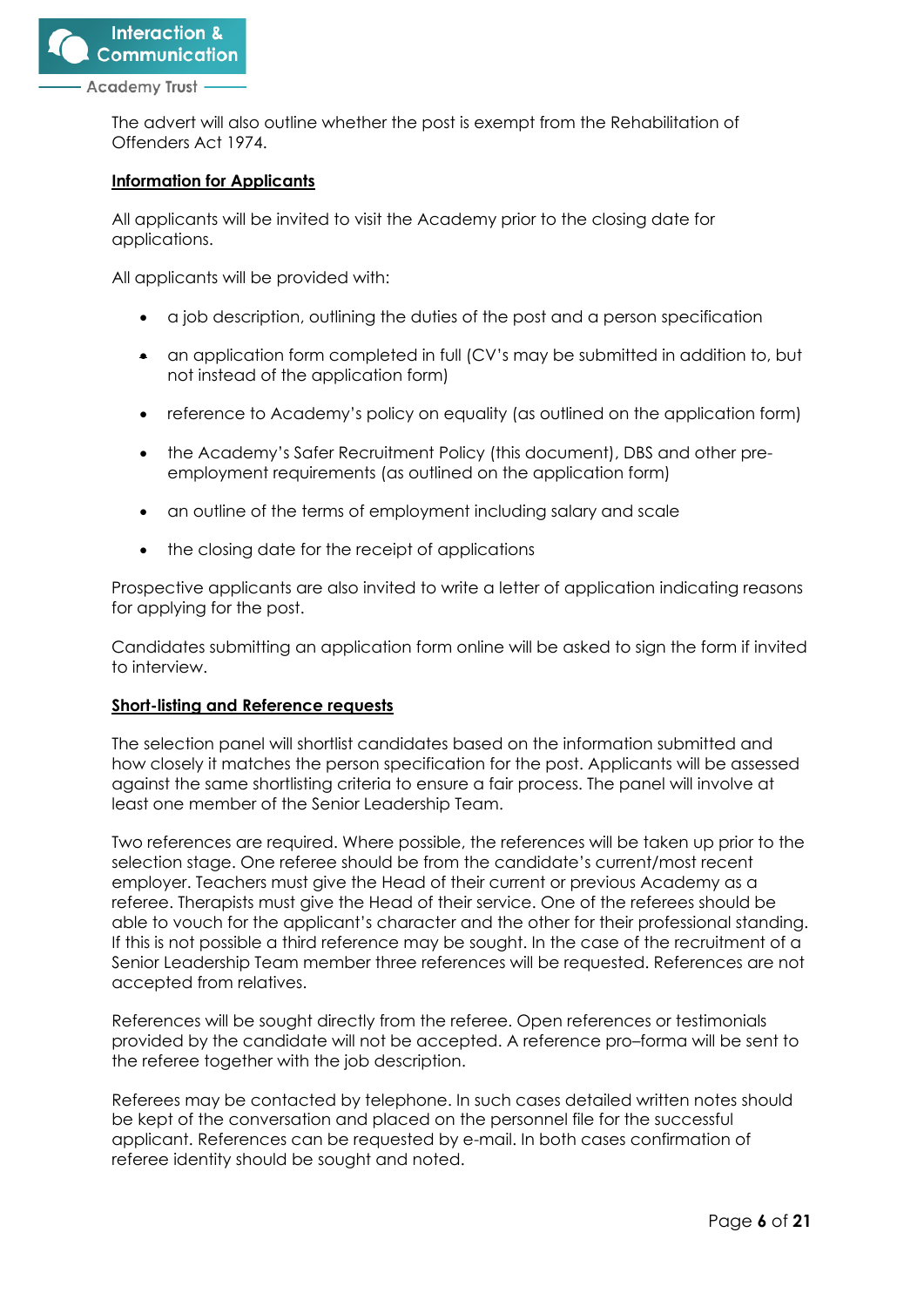The advert will also outline whether the post is exempt from the Rehabilitation of Offenders Act 1974.

**Information for Applicants**

All applicants will be invited to visit the Academy prior to the closing date for applications.

All applicants will be provided with:

- a job description, outlining the duties of the post and a person specification
- an application form completed in full (CV's may be submitted in addition to, but not instead of the application form)
- reference to Academy's policy on equality (as outlined on the application form)
- the Academy's Safer Recruitment Policy (this document), DBS and other pre-employment requirements (as outlined on the application form)
- an outline of the terms of employment including salary and scale
- the closing date for the receipt of applications

Prospective applicants are also invited to write a letter of application indicating reasons for applying for the post.

Candidates submitting an application form online will be asked to sign the form if invited to interview.

**Short-listing and Reference requests**

The selection panel will shortlist candidates based on the information submitted and how closely it matches the person specification for the post. Applicants will be assessed against the same shortlisting criteria to ensure a fair process. The panel will involve at least one member of the Senior Leadership Team.

Two references are required. Where possible, the references will be taken up prior to the selection stage. One referee should be from the candidate's current/most recent employer. Teachers must give the Head of their current or previous Academy as a referee. Therapists must give the Head of their service. One of the referees should be able to vouch for the applicant's character and the other for their professional standing. If this is not possible a third reference may be sought. In the case of the recruitment of a Senior Leadership Team member three references will be requested. References are not accepted from relatives.

References will be sought directly from the referee. Open references or testimonials provided by the candidate will not be accepted. A reference pro–forma will be sent to the referee together with the job description.

Referees may be contacted by telephone. In such cases detailed written notes should be kept of the conversation and placed on the personnel file for the successful applicant. References can be requested by e-mail. In both cases confirmation of referee identity should be sought and noted.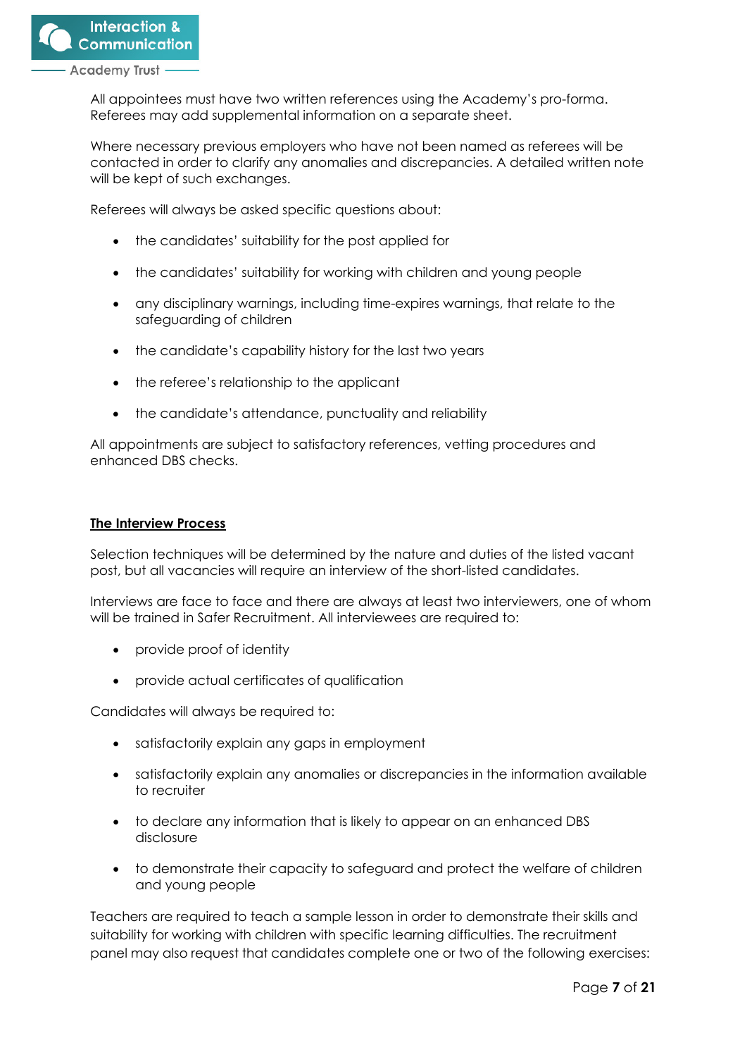All appointees must have two written references using the Academy's pro-forma. Referees may add supplemental information on a separate sheet.

Where necessary previous employers who have not been named as referees will be contacted in order to clarify any anomalies and discrepancies. A detailed written note will be kept of such exchanges.

Referees will always be asked specific questions about:

- the candidates' suitability for the post applied for
- the candidates' suitability for working with children and young people
- any disciplinary warnings, including time-expires warnings, that relate to the safeguarding of children
- the candidate's capability history for the last two years
- the referee's relationship to the applicant
- the candidate's attendance, punctuality and reliability

All appointments are subject to satisfactory references, vetting procedures and enhanced DBS checks.

**The Interview Process**

Selection techniques will be determined by the nature and duties of the listed vacant post, but all vacancies will require an interview of the short-listed candidates.

Interviews are face to face and there are always at least two interviewers, one of whom will be trained in Safer Recruitment. All interviewees are required to:

- provide proof of identity
- provide actual certificates of qualification

Candidates will always be required to:

- satisfactorily explain any gaps in employment
- satisfactorily explain any anomalies or discrepancies in the information available to recruiter
- to declare any information that is likely to appear on an enhanced DBS disclosure
- to demonstrate their capacity to safeguard and protect the welfare of children and young people

Teachers are required to teach a sample lesson in order to demonstrate their skills and suitability for working with children with specific learning difficulties. The recruitment panel may also request that candidates complete one or two of the following exercises: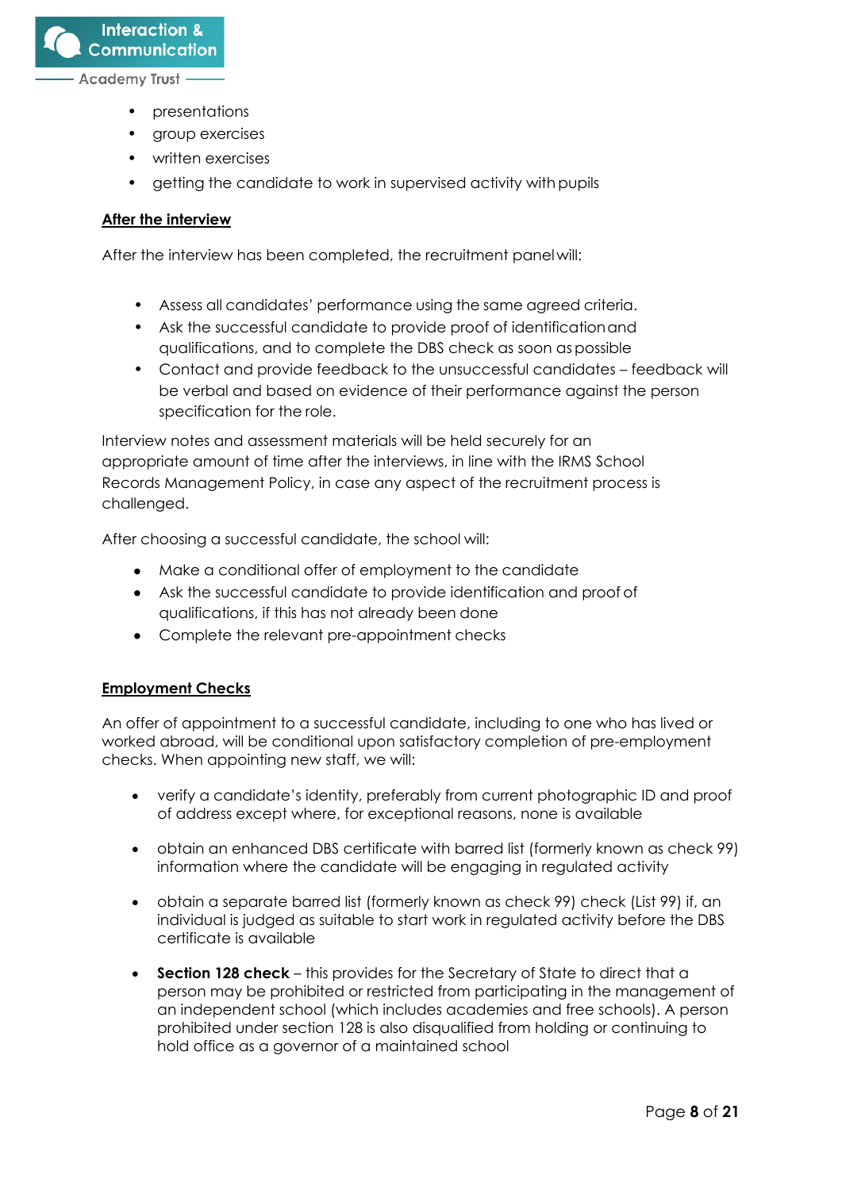- presentations
- group exercises
- written exercises
- getting the candidate to work in supervised activity with pupils

**After the interview**

After the interview has been completed, the recruitment panel will:

- Assess all candidates' performance using the same agreed criteria.
- Ask the successful candidate to provide proof of identification and qualifications, and to complete the DBS check as soon as possible
- Contact and provide feedback to the unsuccessful candidates – feedback will be verbal and based on evidence of their performance against the person specification for the role.

Interview notes and assessment materials will be held securely for an appropriate amount of time after the interviews, in line with the IRMS School Records Management Policy, in case any aspect of the recruitment process is challenged.

After choosing a successful candidate, the school will:

- Make a conditional offer of employment to the candidate
- Ask the successful candidate to provide identification and proof of qualifications, if this has not already been done
- Complete the relevant pre-appointment checks

**Employment Checks**

An offer of appointment to a successful candidate, including to one who has lived or worked abroad, will be conditional upon satisfactory completion of pre-employment checks. When appointing new staff, we will:

- verify a candidate's identity, preferably from current photographic ID and proof of address except where, for exceptional reasons, none is available
- obtain an enhanced DBS certificate with barred list (formerly known as check 99) information where the candidate will be engaging in regulated activity
- obtain a separate barred list (formerly known as check 99) check (List 99) if, an individual is judged as suitable to start work in regulated activity before the DBS certificate is available
- **Section 128 check** – this provides for the Secretary of State to direct that a person may be prohibited or restricted from participating in the management of an independent school (which includes academies and free schools). A person prohibited under section 128 is also disqualified from holding or continuing to hold office as a governor of a maintained school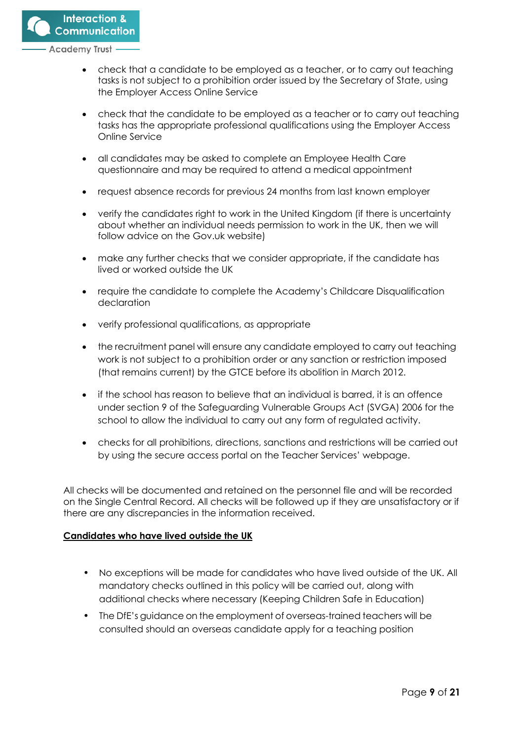- check that a candidate to be employed as a teacher, or to carry out teaching tasks is not subject to a prohibition order issued by the Secretary of State, using the Employer Access Online Service
- check that the candidate to be employed as a teacher or to carry out teaching tasks has the appropriate professional qualifications using the Employer Access Online Service
- all candidates may be asked to complete an Employee Health Care questionnaire and may be required to attend a medical appointment
- request absence records for previous 24 months from last known employer
- verify the candidates right to work in the United Kingdom (if there is uncertainty about whether an individual needs permission to work in the UK, then we will follow advice on the Gov.uk website)
- make any further checks that we consider appropriate, if the candidate has lived or worked outside the UK
- require the candidate to complete the Academy's Childcare Disqualification declaration
- verify professional qualifications, as appropriate
- the recruitment panel will ensure any candidate employed to carry out teaching work is not subject to a prohibition order or any sanction or restriction imposed (that remains current) by the GTCE before its abolition in March 2012.
- if the school has reason to believe that an individual is barred, it is an offence under section 9 of the Safeguarding Vulnerable Groups Act (SVGA) 2006 for the school to allow the individual to carry out any form of regulated activity.
- checks for all prohibitions, directions, sanctions and restrictions will be carried out by using the secure access portal on the Teacher Services' webpage.

All checks will be documented and retained on the personnel file and will be recorded on the Single Central Record. All checks will be followed up if they are unsatisfactory or if there are any discrepancies in the information received.

**Candidates who have lived outside the UK**

- No exceptions will be made for candidates who have lived outside of the UK. All mandatory checks outlined in this policy will be carried out, along with additional checks where necessary (Keeping Children Safe in Education)
- The DfE's guidance on the employment of overseas-trained teachers will be consulted should an overseas candidate apply for a teaching position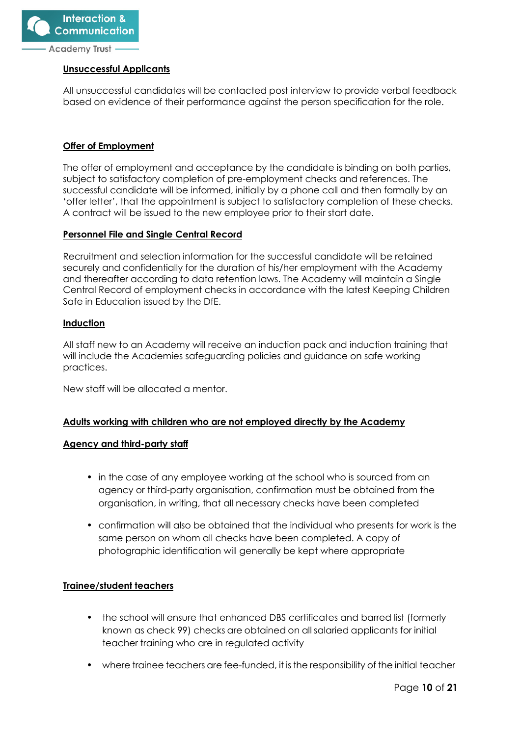**Unsuccessful Applicants**

All unsuccessful candidates will be contacted post interview to provide verbal feedback based on evidence of their performance against the person specification for the role.

**Offer of Employment**

The offer of employment and acceptance by the candidate is binding on both parties, subject to satisfactory completion of pre-employment checks and references. The successful candidate will be informed, initially by a phone call and then formally by an 'offer letter', that the appointment is subject to satisfactory completion of these checks. A contract will be issued to the new employee prior to their start date.

**Personnel File and Single Central Record**

Recruitment and selection information for the successful candidate will be retained securely and confidentially for the duration of his/her employment with the Academy and thereafter according to data retention laws. The Academy will maintain a Single Central Record of employment checks in accordance with the latest Keeping Children Safe in Education issued by the DfE.

**Induction**

All staff new to an Academy will receive an induction pack and induction training that will include the Academies safeguarding policies and guidance on safe working practices.

New staff will be allocated a mentor.

**Adults working with children who are not employed directly by the Academy**

**Agency and third-party staff**

- in the case of any employee working at the school who is sourced from an agency or third-party organisation, confirmation must be obtained from the organisation, in writing, that all necessary checks have been completed
- confirmation will also be obtained that the individual who presents for work is the same person on whom all checks have been completed. A copy of photographic identification will generally be kept where appropriate

**Trainee/student teachers**

- the school will ensure that enhanced DBS certificates and barred list (formerly known as check 99) checks are obtained on all salaried applicants for initial teacher training who are in regulated activity
- where trainee teachers are fee-funded, it is the responsibility of the initial teacher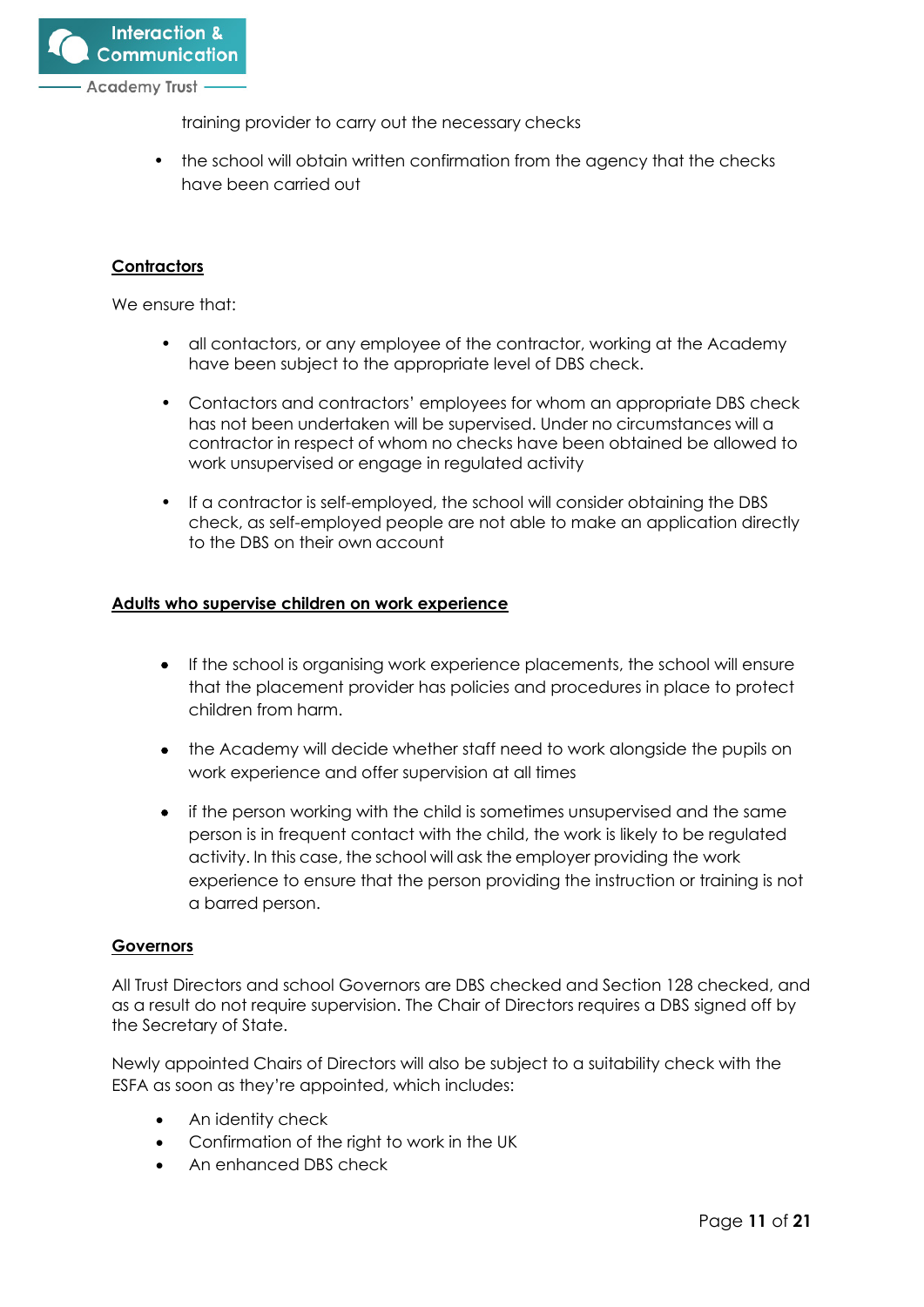training provider to carry out the necessary checks

- the school will obtain written confirmation from the agency that the checks have been carried out

**Contractors**

We ensure that:

- all contactors, or any employee of the contractor, working at the Academy have been subject to the appropriate level of DBS check.
- Contactors and contractors' employees for whom an appropriate DBS check has not been undertaken will be supervised. Under no circumstances will a contractor in respect of whom no checks have been obtained be allowed to work unsupervised or engage in regulated activity
- If a contractor is self-employed, the school will consider obtaining the DBS check, as self-employed people are not able to make an application directly to the DBS on their own account

**Adults who supervise children on work experience**

- If the school is organising work experience placements, the school will ensure that the placement provider has policies and procedures in place to protect children from harm.
- the Academy will decide whether staff need to work alongside the pupils on work experience and offer supervision at all times
- if the person working with the child is sometimes unsupervised and the same person is in frequent contact with the child, the work is likely to be regulated activity. In this case, the school will ask the employer providing the work experience to ensure that the person providing the instruction or training is not a barred person.

**Governors**

All Trust Directors and school Governors are DBS checked and Section 128 checked, and as a result do not require supervision. The Chair of Directors requires a DBS signed off by the Secretary of State.

Newly appointed Chairs of Directors will also be subject to a suitability check with the ESFA as soon as they're appointed, which includes:

- An identity check
- Confirmation of the right to work in the UK
- An enhanced DBS check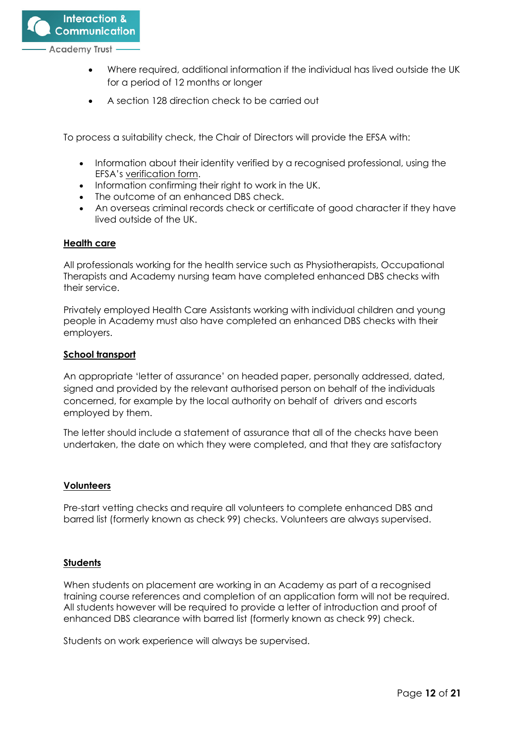- Where required, additional information if the individual has lived outside the UK for a period of 12 months or longer
- A section 128 direction check to be carried out

To process a suitability check, the Chair of Directors will provide the EFSA with:

- Information about their identity verified by a recognised professional, using the EFSA's verification form.
- Information confirming their right to work in the UK.
- The outcome of an enhanced DBS check.
- An overseas criminal records check or certificate of good character if they have lived outside of the UK.

**Health care**

All professionals working for the health service such as Physiotherapists, Occupational Therapists and Academy nursing team have completed enhanced DBS checks with their service.

Privately employed Health Care Assistants working with individual children and young people in Academy must also have completed an enhanced DBS checks with their employers.

**School transport**

An appropriate 'letter of assurance' on headed paper, personally addressed, dated, signed and provided by the relevant authorised person on behalf of the individuals concerned, for example by the local authority on behalf of drivers and escorts employed by them.

The letter should include a statement of assurance that all of the checks have been undertaken, the date on which they were completed, and that they are satisfactory

**Volunteers**

Pre-start vetting checks and require all volunteers to complete enhanced DBS and barred list (formerly known as check 99) checks. Volunteers are always supervised.

**Students**

When students on placement are working in an Academy as part of a recognised training course references and completion of an application form will not be required. All students however will be required to provide a letter of introduction and proof of enhanced DBS clearance with barred list (formerly known as check 99) check.

Students on work experience will always be supervised.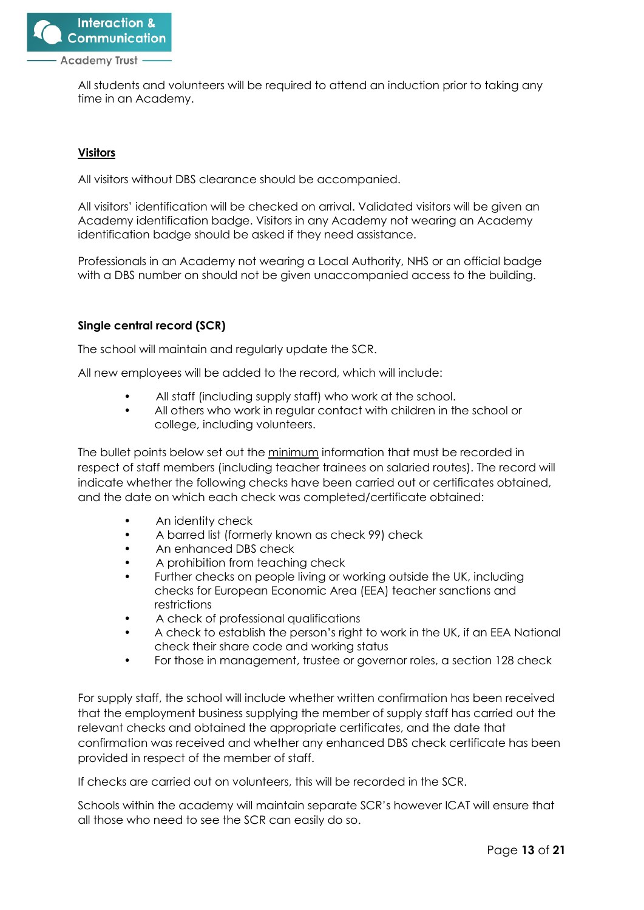All students and volunteers will be required to attend an induction prior to taking any time in an Academy.

## <u>Visitors</u>

All visitors without DBS clearance should be accompanied.

All visitors' identification will be checked on arrival. Validated visitors will be given an Academy identification badge. Visitors in any Academy not wearing an Academy identification badge should be asked if they need assistance.

Professionals in an Academy not wearing a Local Authority, NHS or an official badge with a DBS number on should not be given unaccompanied access to the building.

### Single central record (SCR)

The school will maintain and regularly update the SCR.

All new employees will be added to the record, which will include:

- All staff (including supply staff) who work at the school.
- All others who work in regular contact with children in the school or college, including volunteers.

The bullet points below set out the <u>minimum</u> information that must be recorded in respect of staff members (including teacher trainees on salaried routes). The record will indicate whether the following checks have been carried out or certificates obtained, and the date on which each check was completed/certificate obtained:

- An identity check
- A barred list (formerly known as check 99) check
- An enhanced DBS check
- A prohibition from teaching check
- Further checks on people living or working outside the UK, including checks for European Economic Area (EEA) teacher sanctions and restrictions
- A check of professional qualifications
- A check to establish the person's right to work in the UK, if an EEA National check their share code and working status
- For those in management, trustee or governor roles, a section 128 check

For supply staff, the school will include whether written confirmation has been received that the employment business supplying the member of supply staff has carried out the relevant checks and obtained the appropriate certificates, and the date that confirmation was received and whether any enhanced DBS check certificate has been provided in respect of the member of staff.

If checks are carried out on volunteers, this will be recorded in the SCR.

Schools within the academy will maintain separate SCR's however ICAT will ensure that all those who need to see the SCR can easily do so.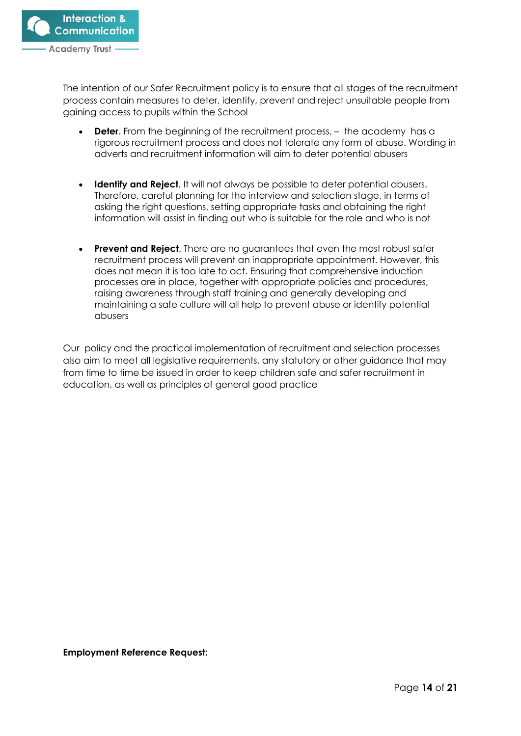The intention of our Safer Recruitment policy is to ensure that all stages of the recruitment process contain measures to deter, identify, prevent and reject unsuitable people from gaining access to pupils within the School

- **Deter**. From the beginning of the recruitment process, – the academy has a rigorous recruitment process and does not tolerate any form of abuse. Wording in adverts and recruitment information will aim to deter potential abusers

- **Identify and Reject**. It will not always be possible to deter potential abusers. Therefore, careful planning for the interview and selection stage, in terms of asking the right questions, setting appropriate tasks and obtaining the right information will assist in finding out who is suitable for the role and who is not

- **Prevent and Reject**. There are no guarantees that even the most robust safer recruitment process will prevent an inappropriate appointment. However, this does not mean it is too late to act. Ensuring that comprehensive induction processes are in place, together with appropriate policies and procedures, raising awareness through staff training and generally developing and maintaining a safe culture will all help to prevent abuse or identify potential abusers

Our policy and the practical implementation of recruitment and selection processes also aim to meet all legislative requirements, any statutory or other guidance that may from time to time be issued in order to keep children safe and safer recruitment in education, as well as principles of general good practice

**Employment Reference Request:**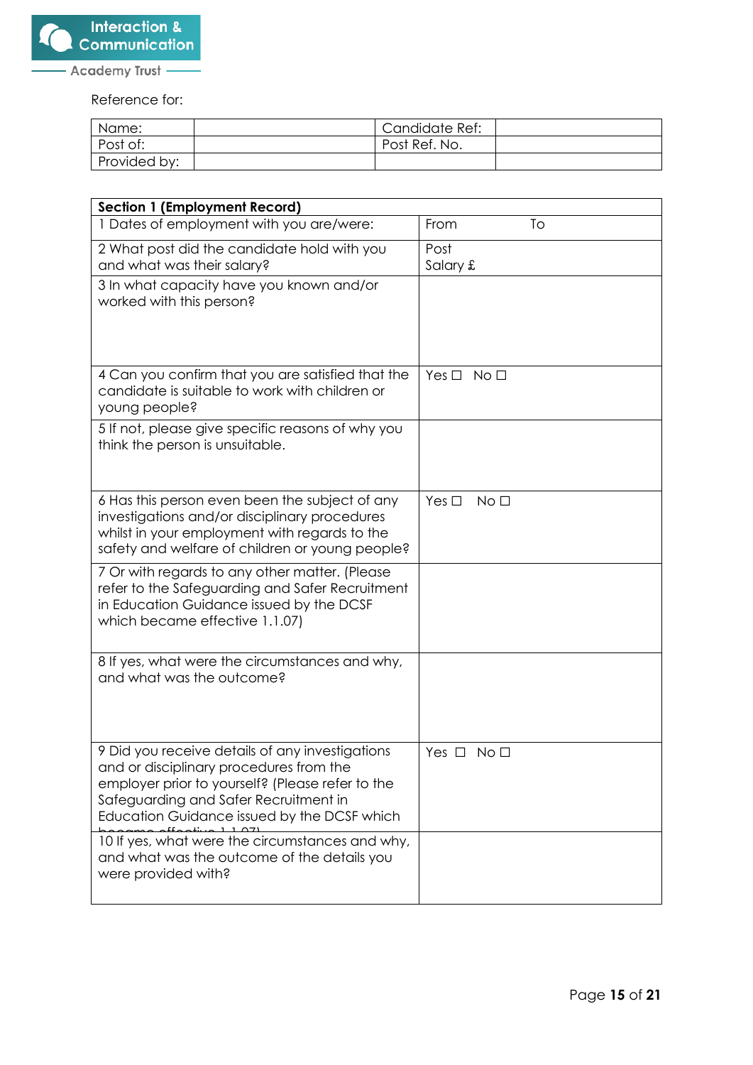Reference for:

| Name: | | Candidate Ref: | |
|---|---|---|---|
| Post of: | | Post Ref. No. | |
| Provided by: | | | |

| **Section 1 (Employment Record)** | |
|---|---|
| 1 Dates of employment with you are/were: | From To |
| 2 What post did the candidate hold with you and what was their salary? | Post<br>Salary £ |
| 3 In what capacity have you known and/or worked with this person? | |
| 4 Can you confirm that you are satisfied that the candidate is suitable to work with children or young people? | Yes ☐ No ☐ |
| 5 If not, please give specific reasons of why you think the person is unsuitable. | |
| 6 Has this person even been the subject of any investigations and/or disciplinary procedures whilst in your employment with regards to the safety and welfare of children or young people? | Yes ☐ No ☐ |
| 7 Or with regards to any other matter. (Please refer to the Safeguarding and Safer Recruitment in Education Guidance issued by the DCSF which became effective 1.1.07) | |
| 8 If yes, what were the circumstances and why, and what was the outcome? | |
| 9 Did you receive details of any investigations and or disciplinary procedures from the employer prior to yourself? (Please refer to the Safeguarding and Safer Recruitment in Education Guidance issued by the DCSF which became effective 1.1.07) | Yes ☐ No ☐ |
| 10 If yes, what were the circumstances and why, and what was the outcome of the details you were provided with? | |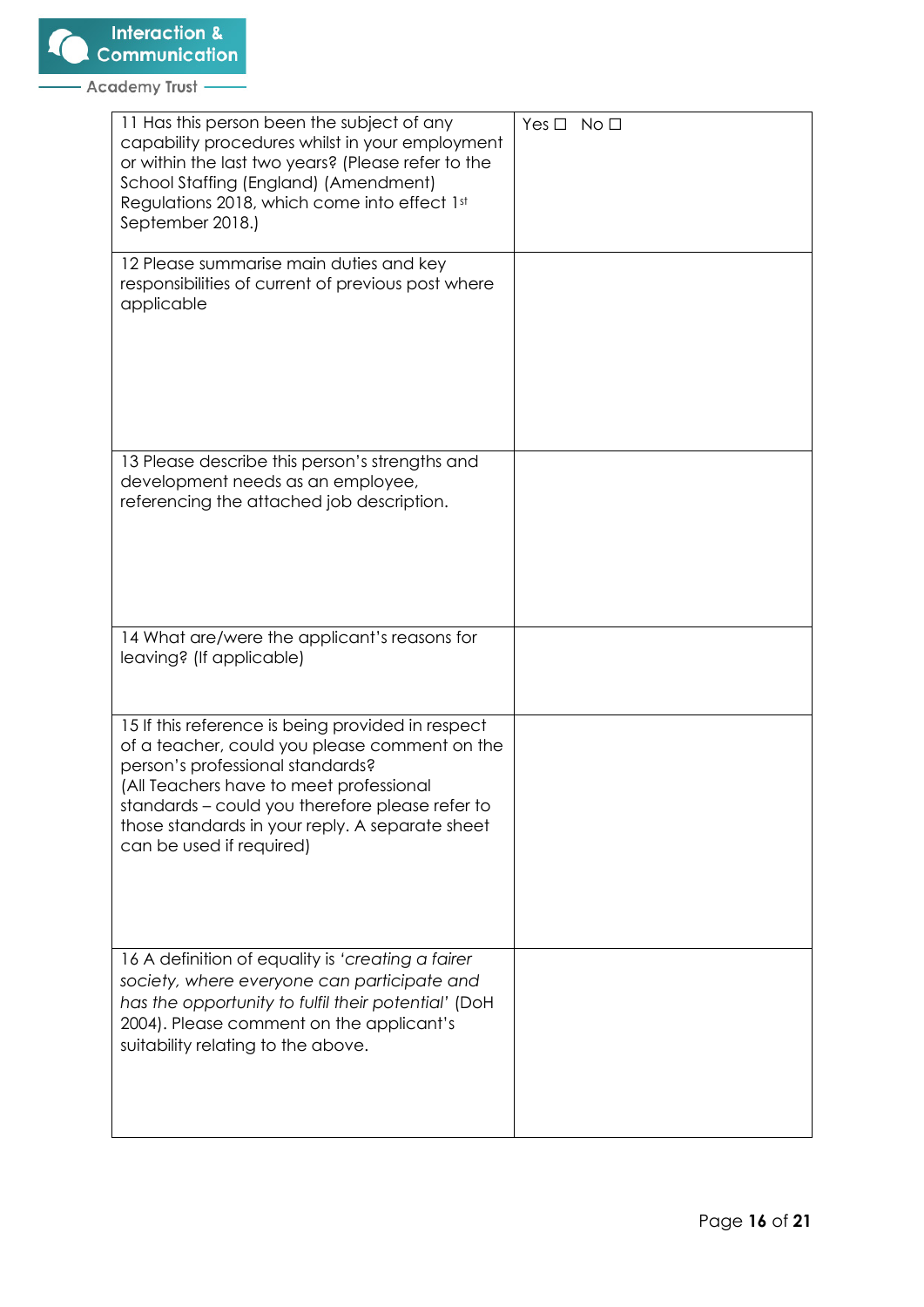| | |
|---|---|
| 11 Has this person been the subject of any capability procedures whilst in your employment or within the last two years? (Please refer to the School Staffing (England) (Amendment) Regulations 2018, which come into effect 1st September 2018.) | Yes ☐ No ☐ |
| 12 Please summarise main duties and key responsibilities of current of previous post where applicable | |
| 13 Please describe this person's strengths and development needs as an employee, referencing the attached job description. | |
| 14 What are/were the applicant's reasons for leaving? (If applicable) | |
| 15 If this reference is being provided in respect of a teacher, could you please comment on the person's professional standards? (All Teachers have to meet professional standards – could you therefore please refer to those standards in your reply. A separate sheet can be used if required) | |
| 16 A definition of equality is *'creating a fairer society, where everyone can participate and has the opportunity to fulfil their potential'* (DoH 2004). Please comment on the applicant's suitability relating to the above. | |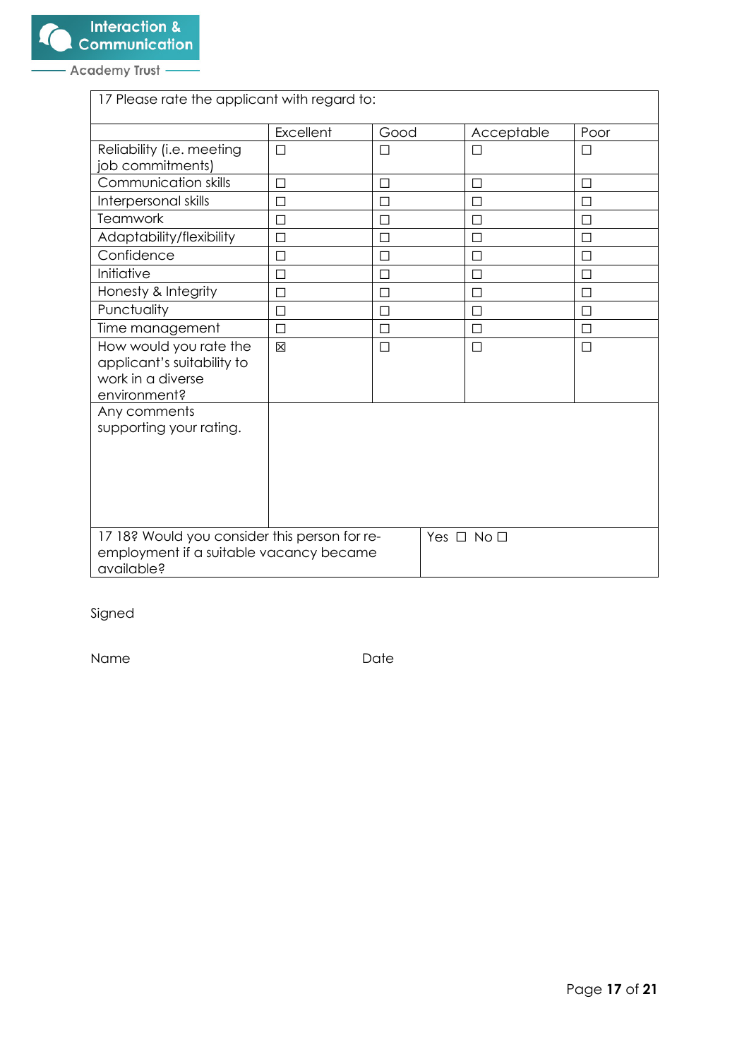Interaction & Communication Academy Trust

| 17 Please rate the applicant with regard to: | | | | |
|---|---|---|---|---|
| | Excellent | Good | Acceptable | Poor |
| Reliability (i.e. meeting job commitments) | ☐ | ☐ | ☐ | ☐ |
| Communication skills | ☐ | ☐ | ☐ | ☐ |
| Interpersonal skills | ☐ | ☐ | ☐ | ☐ |
| Teamwork | ☐ | ☐ | ☐ | ☐ |
| Adaptability/flexibility | ☐ | ☐ | ☐ | ☐ |
| Confidence | ☐ | ☐ | ☐ | ☐ |
| Initiative | ☐ | ☐ | ☐ | ☐ |
| Honesty & Integrity | ☐ | ☐ | ☐ | ☐ |
| Punctuality | ☐ | ☐ | ☐ | ☐ |
| Time management | ☐ | ☐ | ☐ | ☐ |
| How would you rate the applicant's suitability to work in a diverse environment? | ☒ | ☐ | ☐ | ☐ |
| Any comments supporting your rating. | | | | |

| 17 18? Would you consider this person for re-employment if a suitable vacancy became available? | Yes ☐ No ☐ |
|---|---|

Signed

Name Date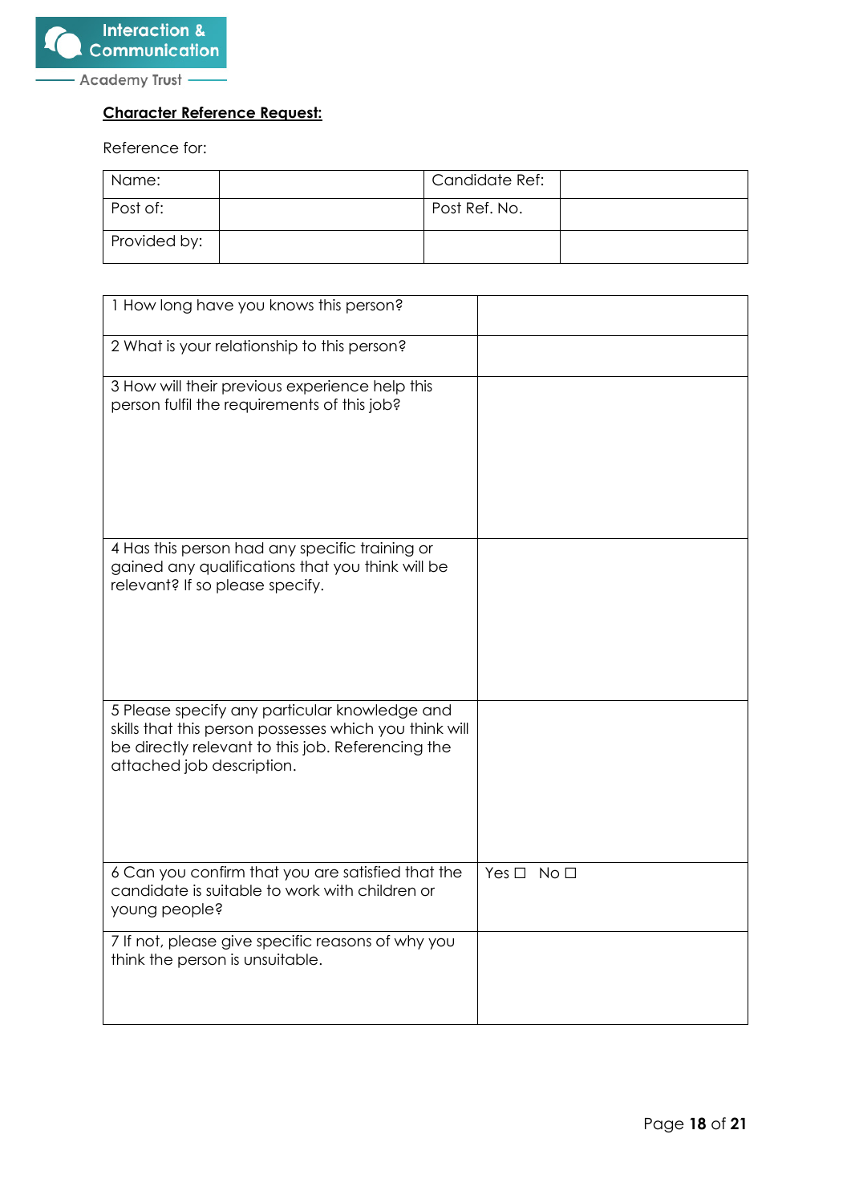Interaction & Communication Academy Trust

**Character Reference Request:**

Reference for:

| Name: | | Candidate Ref: | |
|---|---|---|---|
| Post of: | | Post Ref. No. | |
| Provided by: | | | |

| | |
|---|---|
| 1 How long have you knows this person? | |
| 2 What is your relationship to this person? | |
| 3 How will their previous experience help this person fulfil the requirements of this job? | |
| 4 Has this person had any specific training or gained any qualifications that you think will be relevant? If so please specify. | |
| 5 Please specify any particular knowledge and skills that this person possesses which you think will be directly relevant to this job. Referencing the attached job description. | |
| 6 Can you confirm that you are satisfied that the candidate is suitable to work with children or young people? | Yes ☐ No ☐ |
| 7 If not, please give specific reasons of why you think the person is unsuitable. | |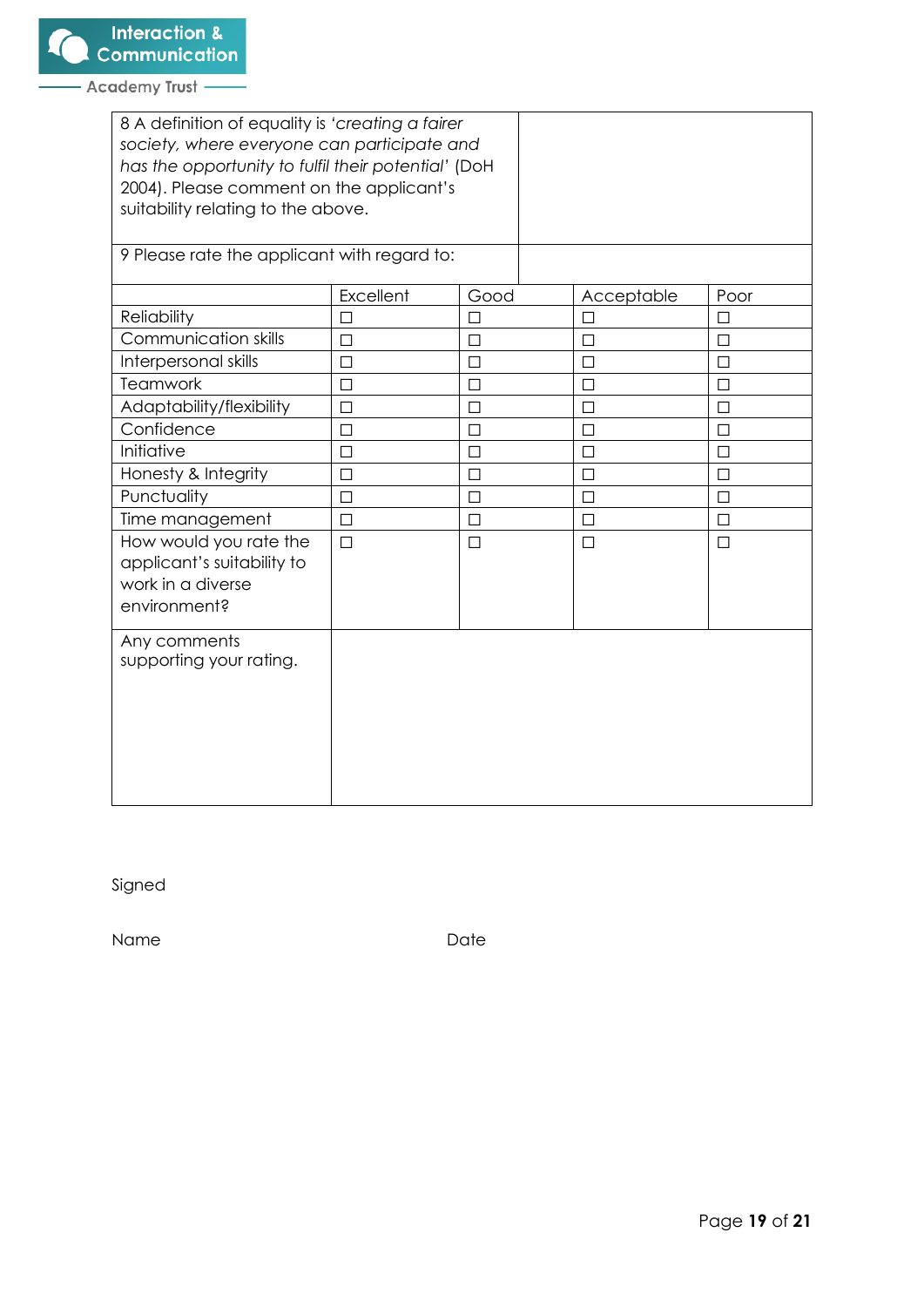| 8 A definition of equality is *'creating a fairer society, where everyone can participate and has the opportunity to fulfil their potential'* (DoH 2004). Please comment on the applicant's suitability relating to the above. | |
|---|---|
| 9 Please rate the applicant with regard to: | |

| | Excellent | Good | Acceptable | Poor |
|---|---|---|---|---|
| Reliability | ☐ | ☐ | ☐ | ☐ |
| Communication skills | ☐ | ☐ | ☐ | ☐ |
| Interpersonal skills | ☐ | ☐ | ☐ | ☐ |
| Teamwork | ☐ | ☐ | ☐ | ☐ |
| Adaptability/flexibility | ☐ | ☐ | ☐ | ☐ |
| Confidence | ☐ | ☐ | ☐ | ☐ |
| Initiative | ☐ | ☐ | ☐ | ☐ |
| Honesty & Integrity | ☐ | ☐ | ☐ | ☐ |
| Punctuality | ☐ | ☐ | ☐ | ☐ |
| Time management | ☐ | ☐ | ☐ | ☐ |
| How would you rate the applicant's suitability to work in a diverse environment? | ☐ | ☐ | ☐ | ☐ |
| Any comments supporting your rating. | | | | |

Signed

Name Date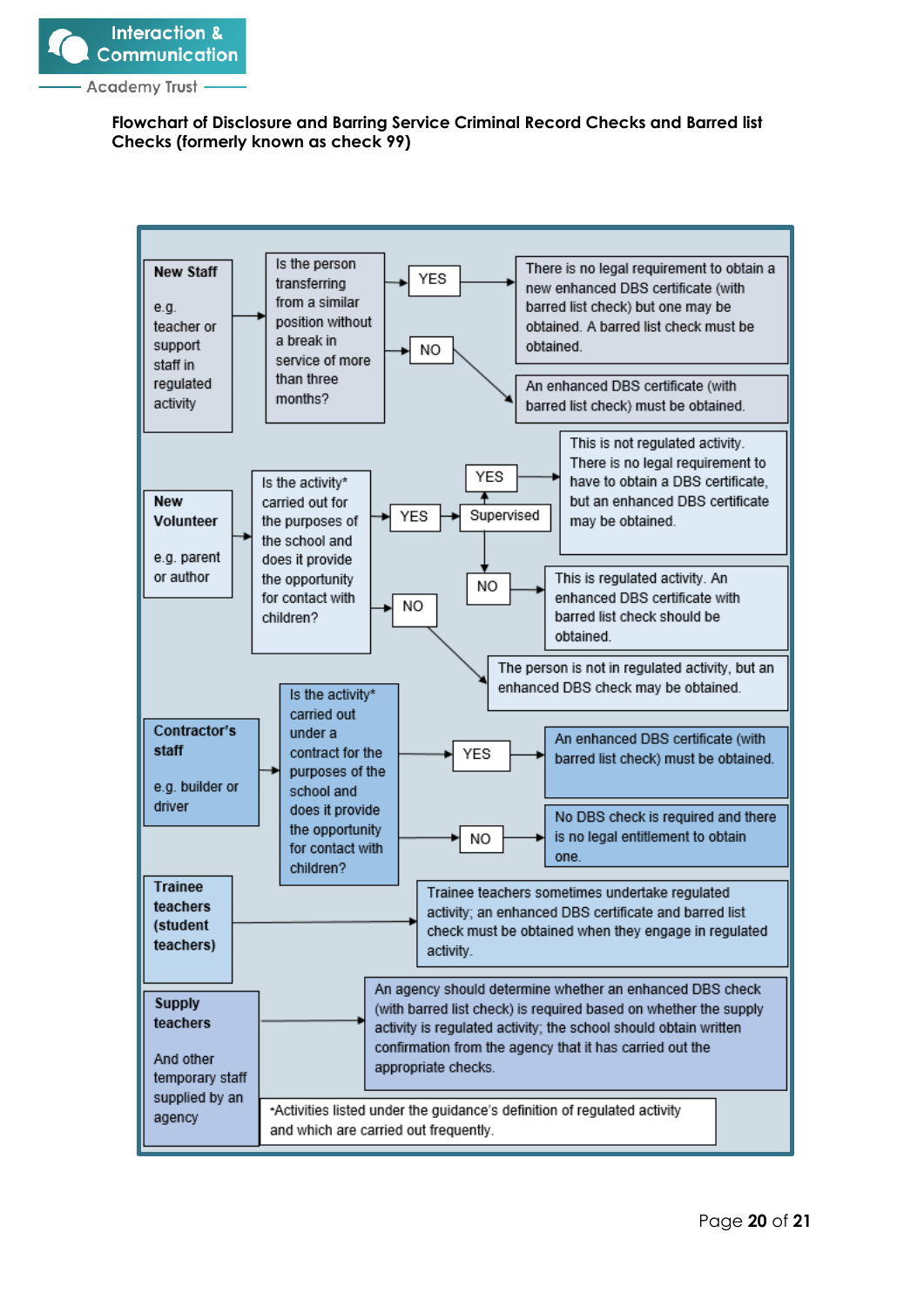**Flowchart of Disclosure and Barring Service Criminal Record Checks and Barred list Checks (formerly known as check 99)**

**New Staff**

e.g. teacher or support staff in regulated activity

Is the person transferring from a similar position without a break in service of more than three months?

- YES → There is no legal requirement to obtain a new enhanced DBS certificate (with barred list check) but one may be obtained. A barred list check must be obtained.
- NO → An enhanced DBS certificate (with barred list check) must be obtained.

**New Volunteer**

e.g. parent or author

Is the activity* carried out for the purposes of the school and does it provide the opportunity for contact with children?

- YES → Supervised
  - YES → This is not regulated activity. There is no legal requirement to have to obtain a DBS certificate, but an enhanced DBS certificate may be obtained.
  - NO → This is regulated activity. An enhanced DBS certificate with barred list check should be obtained.
- NO → The person is not in regulated activity, but an enhanced DBS check may be obtained.

**Contractor's staff**

e.g. builder or driver

Is the activity* carried out under a contract for the purposes of the school and does it provide the opportunity for contact with children?

- YES → An enhanced DBS certificate (with barred list check) must be obtained.
- NO → No DBS check is required and there is no legal entitlement to obtain one.

**Trainee teachers (student teachers)**

→ Trainee teachers sometimes undertake regulated activity; an enhanced DBS certificate and barred list check must be obtained when they engage in regulated activity.

**Supply teachers**

And other temporary staff supplied by an agency

→ An agency should determine whether an enhanced DBS check (with barred list check) is required based on whether the supply activity is regulated activity; the school should obtain written confirmation from the agency that it has carried out the appropriate checks.

*Activities listed under the guidance's definition of regulated activity and which are carried out frequently.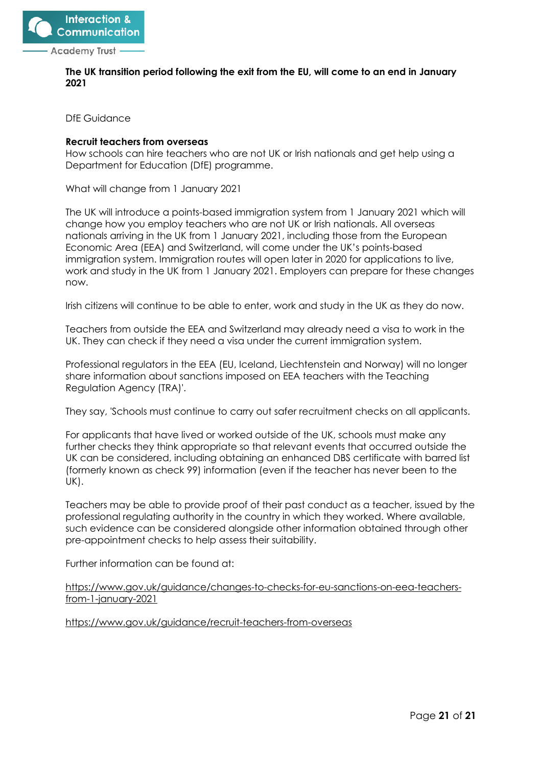**The UK transition period following the exit from the EU, will come to an end in January 2021**

DfE Guidance

**Recruit teachers from overseas**
How schools can hire teachers who are not UK or Irish nationals and get help using a Department for Education (DfE) programme.

What will change from 1 January 2021

The UK will introduce a points-based immigration system from 1 January 2021 which will change how you employ teachers who are not UK or Irish nationals. All overseas nationals arriving in the UK from 1 January 2021, including those from the European Economic Area (EEA) and Switzerland, will come under the UK's points-based immigration system. Immigration routes will open later in 2020 for applications to live, work and study in the UK from 1 January 2021. Employers can prepare for these changes now.

Irish citizens will continue to be able to enter, work and study in the UK as they do now.

Teachers from outside the EEA and Switzerland may already need a visa to work in the UK. They can check if they need a visa under the current immigration system.

Professional regulators in the EEA (EU, Iceland, Liechtenstein and Norway) will no longer share information about sanctions imposed on EEA teachers with the Teaching Regulation Agency (TRA)'.

They say, 'Schools must continue to carry out safer recruitment checks on all applicants.

For applicants that have lived or worked outside of the UK, schools must make any further checks they think appropriate so that relevant events that occurred outside the UK can be considered, including obtaining an enhanced DBS certificate with barred list (formerly known as check 99) information (even if the teacher has never been to the UK).

Teachers may be able to provide proof of their past conduct as a teacher, issued by the professional regulating authority in the country in which they worked. Where available, such evidence can be considered alongside other information obtained through other pre-appointment checks to help assess their suitability.

Further information can be found at:

https://www.gov.uk/guidance/changes-to-checks-for-eu-sanctions-on-eea-teachers-from-1-january-2021

https://www.gov.uk/guidance/recruit-teachers-from-overseas